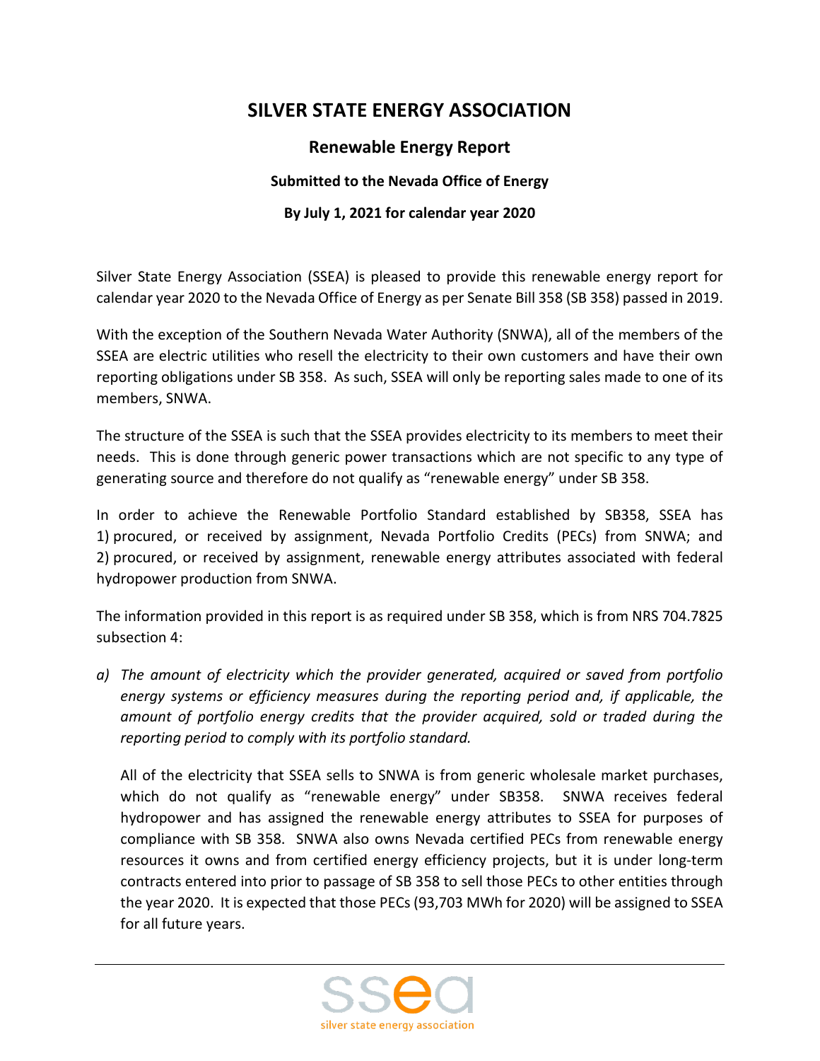# SILVER STATE ENERGY ASSOCIATION

## Renewable Energy Report

### Submitted to the Nevada Office of Energy

### By July 1, 2021 for calendar year 2020

Silver State Energy Association (SSEA) is pleased to provide this renewable energy report for calendar year 2020 to the Nevada Office of Energy as per Senate Bill 358 (SB 358) passed in 2019.

With the exception of the Southern Nevada Water Authority (SNWA), all of the members of the SSEA are electric utilities who resell the electricity to their own customers and have their own reporting obligations under SB 358. As such, SSEA will only be reporting sales made to one of its members, SNWA.

The structure of the SSEA is such that the SSEA provides electricity to its members to meet their needs. This is done through generic power transactions which are not specific to any type of generating source and therefore do not qualify as "renewable energy" under SB 358.

In order to achieve the Renewable Portfolio Standard established by SB358, SSEA has 1) procured, or received by assignment, Nevada Portfolio Credits (PECs) from SNWA; and 2) procured, or received by assignment, renewable energy attributes associated with federal hydropower production from SNWA.

The information provided in this report is as required under SB 358, which is from NRS 704.7825 subsection 4:

a) *The amount of electricity which the provider generated, acquired or saved from portfolio energy systems or efficiency measures during the reporting period and, if applicable, the amount of portfolio energy credits that the provider acquired, sold or traded during the reporting period to comply with its portfolio standard.*

   All of the electricity that SSEA sells to SNWA is from generic wholesale market purchases, which do not qualify as "renewable energy" under SB358. SNWA receives federal hydropower and has assigned the renewable energy attributes to SSEA for purposes of compliance with SB 358. SNWA also owns Nevada certified PECs from renewable energy resources it owns and from certified energy efficiency projects, but it is under long-term contracts entered into prior to passage of SB 358 to sell those PECs to other entities through the year 2020. It is expected that those PECs (93,703 MWh for 2020) will be assigned to SSEA for all future years.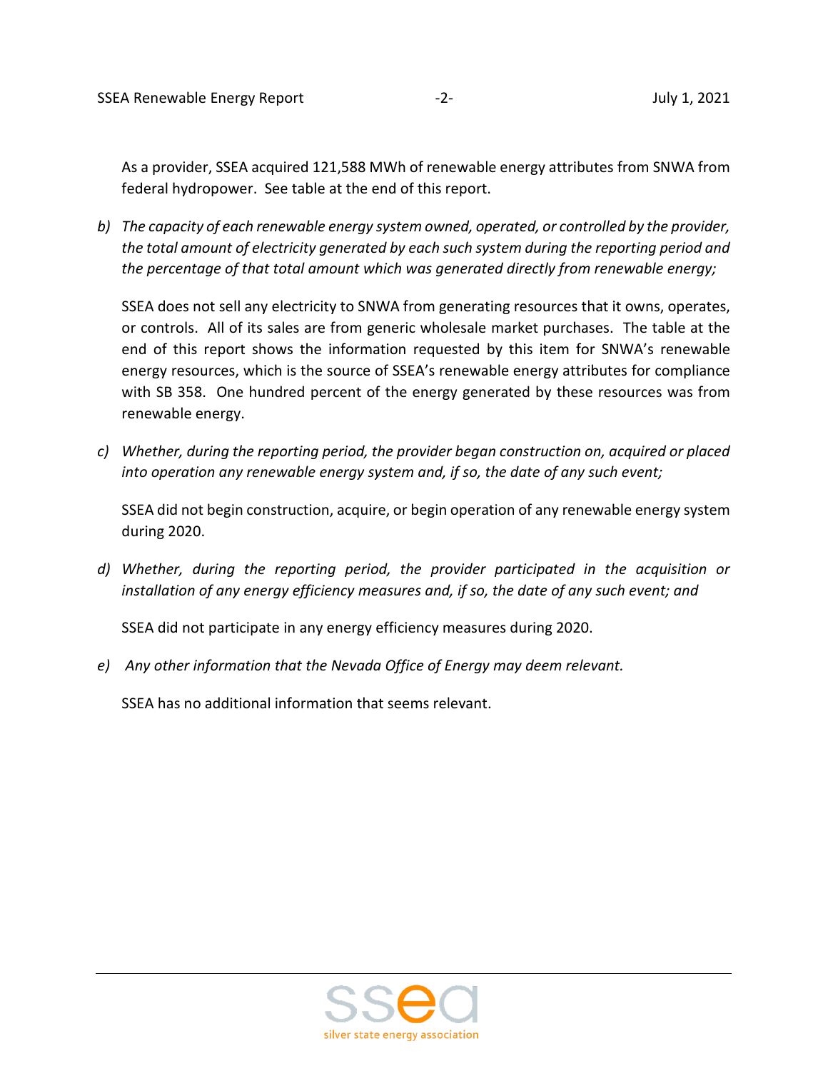As a provider, SSEA acquired 121,588 MWh of renewable energy attributes from SNWA from federal hydropower. See table at the end of this report.

b) *The capacity of each renewable energy system owned, operated, or controlled by the provider, the total amount of electricity generated by each such system during the reporting period and the percentage of that total amount which was generated directly from renewable energy;*

SSEA does not sell any electricity to SNWA from generating resources that it owns, operates, or controls. All of its sales are from generic wholesale market purchases. The table at the end of this report shows the information requested by this item for SNWA's renewable energy resources, which is the source of SSEA's renewable energy attributes for compliance with SB 358. One hundred percent of the energy generated by these resources was from renewable energy.

c) *Whether, during the reporting period, the provider began construction on, acquired or placed into operation any renewable energy system and, if so, the date of any such event;*

SSEA did not begin construction, acquire, or begin operation of any renewable energy system during 2020.

d) *Whether, during the reporting period, the provider participated in the acquisition or installation of any energy efficiency measures and, if so, the date of any such event; and*

SSEA did not participate in any energy efficiency measures during 2020.

e) *Any other information that the Nevada Office of Energy may deem relevant.*

SSEA has no additional information that seems relevant.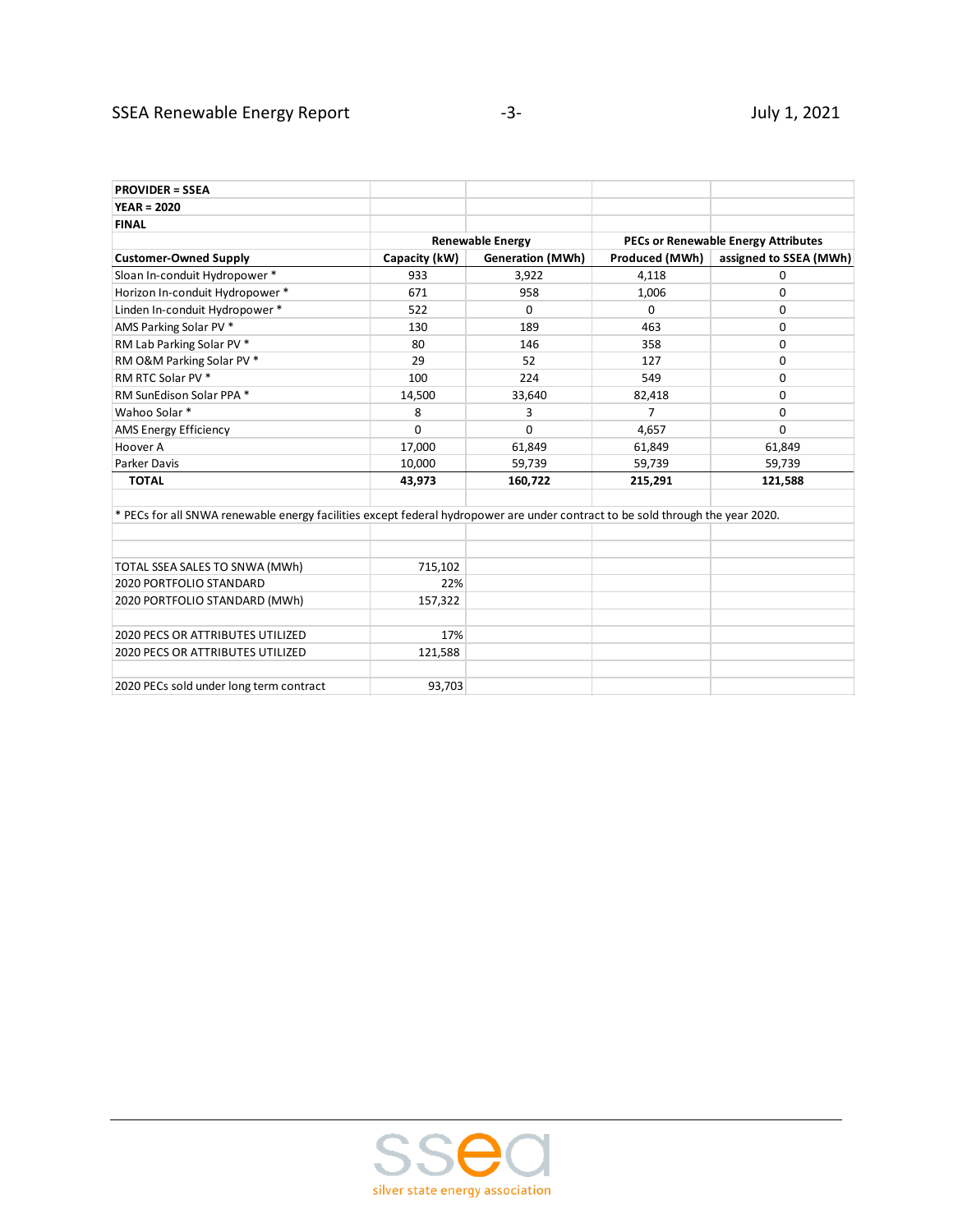| PROVIDER = SSEA | | | | |
|---|---|---|---|---|
| YEAR = 2020 | | | | |
| FINAL | | | | |
| | Renewable Energy | | PECs or Renewable Energy Attributes | |
| Customer-Owned Supply | Capacity (kW) | Generation (MWh) | Produced (MWh) | assigned to SSEA (MWh) |
| Sloan In-conduit Hydropower * | 933 | 3,922 | 4,118 | 0 |
| Horizon In-conduit Hydropower * | 671 | 958 | 1,006 | 0 |
| Linden In-conduit Hydropower * | 522 | 0 | 0 | 0 |
| AMS Parking Solar PV * | 130 | 189 | 463 | 0 |
| RM Lab Parking Solar PV * | 80 | 146 | 358 | 0 |
| RM O&M Parking Solar PV * | 29 | 52 | 127 | 0 |
| RM RTC Solar PV * | 100 | 224 | 549 | 0 |
| RM SunEdison Solar PPA * | 14,500 | 33,640 | 82,418 | 0 |
| Wahoo Solar * | 8 | 3 | 7 | 0 |
| AMS Energy Efficiency | 0 | 0 | 4,657 | 0 |
| Hoover A | 17,000 | 61,849 | 61,849 | 61,849 |
| Parker Davis | 10,000 | 59,739 | 59,739 | 59,739 |
| **TOTAL** | **43,973** | **160,722** | **215,291** | **121,588** |

* PECs for all SNWA renewable energy facilities except federal hydropower are under contract to be sold through the year 2020.

| | |
|---|---|
| TOTAL SSEA SALES TO SNWA (MWh) | 715,102 |
| 2020 PORTFOLIO STANDARD | 22% |
| 2020 PORTFOLIO STANDARD (MWh) | 157,322 |
| | |
| 2020 PECS OR ATTRIBUTES UTILIZED | 17% |
| 2020 PECS OR ATTRIBUTES UTILIZED | 121,588 |
| | |
| 2020 PECs sold under long term contract | 93,703 |